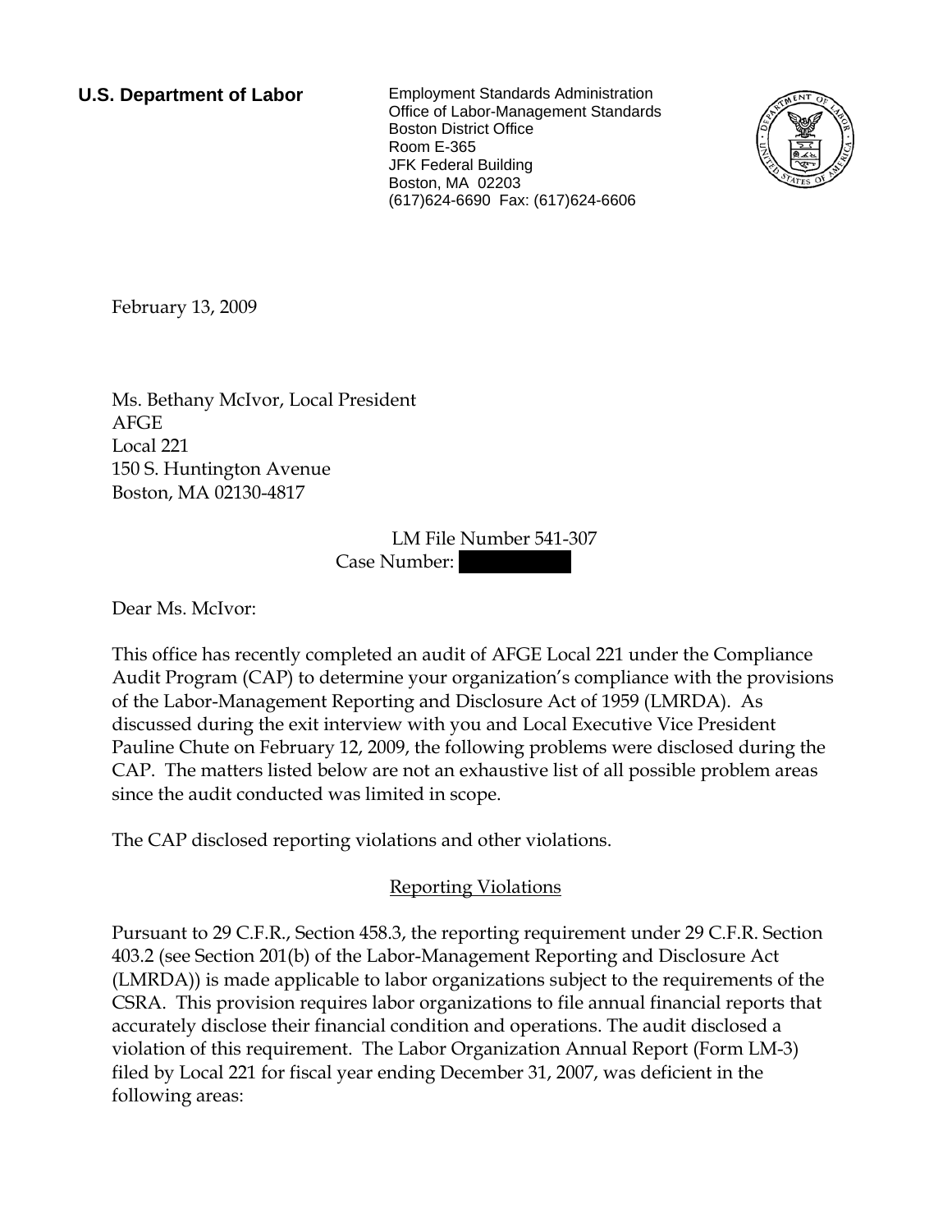**U.S. Department of Labor**

Employment Standards Administration
Office of Labor-Management Standards
Boston District Office
Room E-365
JFK Federal Building
Boston, MA 02203
(617)624-6690 Fax: (617)624-6606

February 13, 2009

Ms. Bethany McIvor, Local President
AFGE
Local 221
150 S. Huntington Avenue
Boston, MA 02130-4817

LM File Number 541-307
Case Number: [REDACTED]

Dear Ms. McIvor:

This office has recently completed an audit of AFGE Local 221 under the Compliance Audit Program (CAP) to determine your organization's compliance with the provisions of the Labor-Management Reporting and Disclosure Act of 1959 (LMRDA). As discussed during the exit interview with you and Local Executive Vice President Pauline Chute on February 12, 2009, the following problems were disclosed during the CAP. The matters listed below are not an exhaustive list of all possible problem areas since the audit conducted was limited in scope.

The CAP disclosed reporting violations and other violations.

## Reporting Violations

Pursuant to 29 C.F.R., Section 458.3, the reporting requirement under 29 C.F.R. Section 403.2 (see Section 201(b) of the Labor-Management Reporting and Disclosure Act (LMRDA)) is made applicable to labor organizations subject to the requirements of the CSRA. This provision requires labor organizations to file annual financial reports that accurately disclose their financial condition and operations. The audit disclosed a violation of this requirement. The Labor Organization Annual Report (Form LM-3) filed by Local 221 for fiscal year ending December 31, 2007, was deficient in the following areas: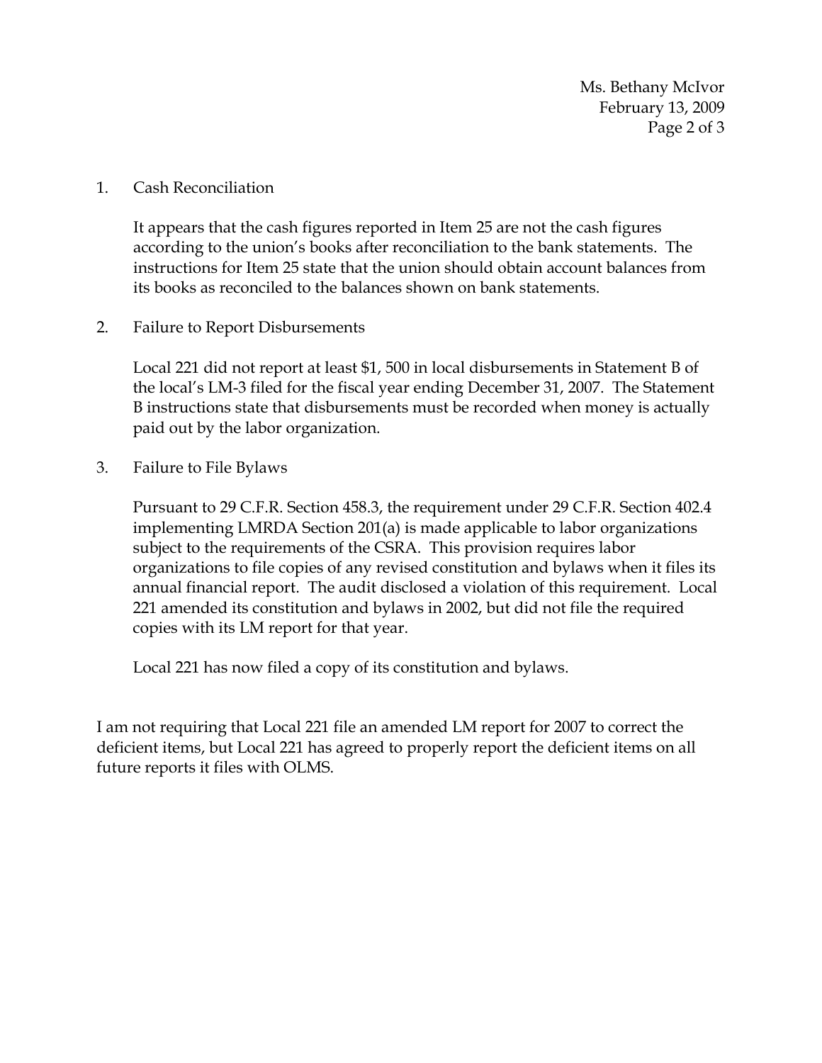1. Cash Reconciliation

   It appears that the cash figures reported in Item 25 are not the cash figures according to the union's books after reconciliation to the bank statements. The instructions for Item 25 state that the union should obtain account balances from its books as reconciled to the balances shown on bank statements.

2. Failure to Report Disbursements

   Local 221 did not report at least $1, 500 in local disbursements in Statement B of the local's LM-3 filed for the fiscal year ending December 31, 2007. The Statement B instructions state that disbursements must be recorded when money is actually paid out by the labor organization.

3. Failure to File Bylaws

   Pursuant to 29 C.F.R. Section 458.3, the requirement under 29 C.F.R. Section 402.4 implementing LMRDA Section 201(a) is made applicable to labor organizations subject to the requirements of the CSRA. This provision requires labor organizations to file copies of any revised constitution and bylaws when it files its annual financial report. The audit disclosed a violation of this requirement. Local 221 amended its constitution and bylaws in 2002, but did not file the required copies with its LM report for that year.

   Local 221 has now filed a copy of its constitution and bylaws.

I am not requiring that Local 221 file an amended LM report for 2007 to correct the deficient items, but Local 221 has agreed to properly report the deficient items on all future reports it files with OLMS.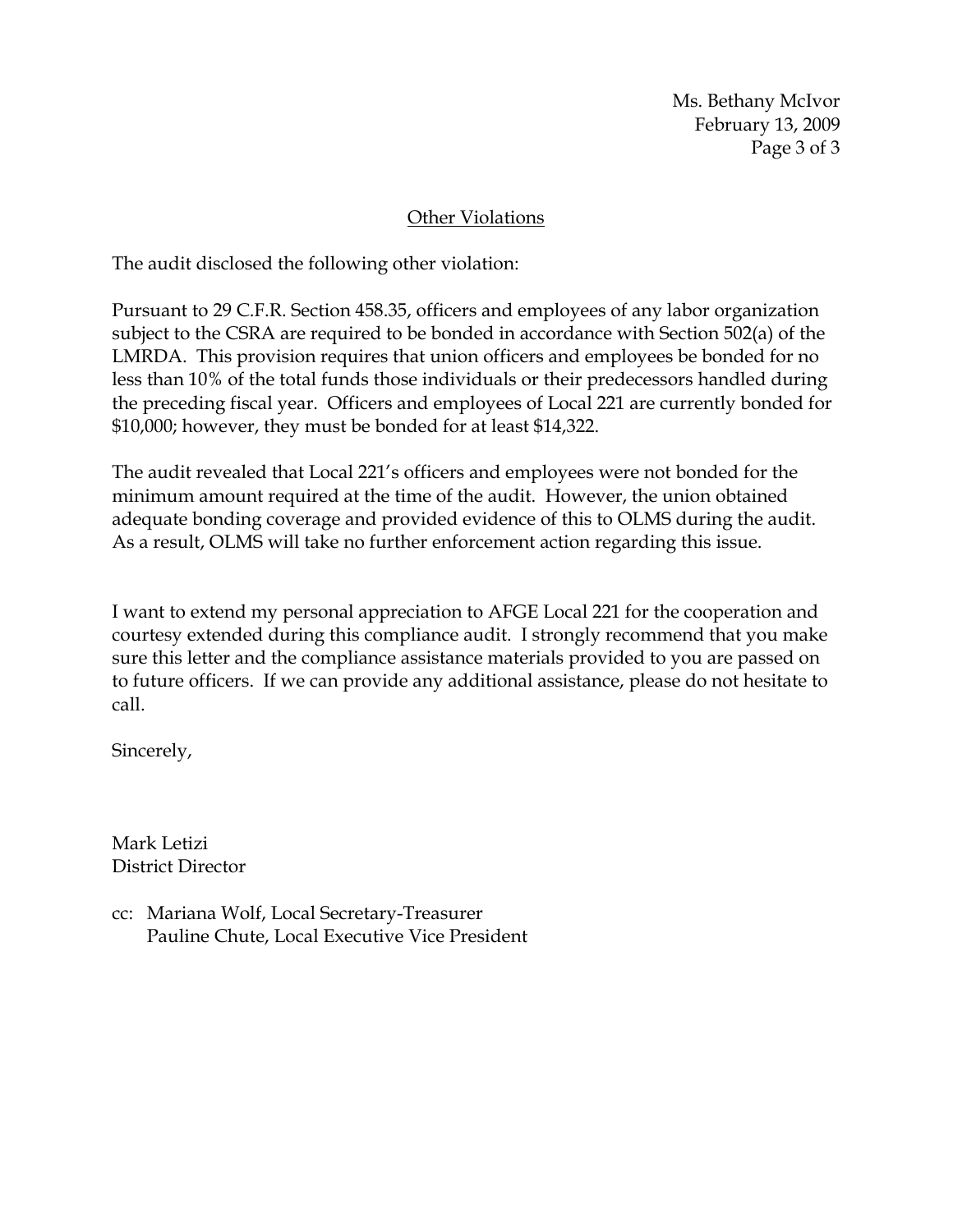Ms. Bethany McIvor
February 13, 2009

## Other Violations

The audit disclosed the following other violation:

Pursuant to 29 C.F.R. Section 458.35, officers and employees of any labor organization subject to the CSRA are required to be bonded in accordance with Section 502(a) of the LMRDA. This provision requires that union officers and employees be bonded for no less than 10% of the total funds those individuals or their predecessors handled during the preceding fiscal year. Officers and employees of Local 221 are currently bonded for $10,000; however, they must be bonded for at least $14,322.

The audit revealed that Local 221's officers and employees were not bonded for the minimum amount required at the time of the audit. However, the union obtained adequate bonding coverage and provided evidence of this to OLMS during the audit. As a result, OLMS will take no further enforcement action regarding this issue.

I want to extend my personal appreciation to AFGE Local 221 for the cooperation and courtesy extended during this compliance audit. I strongly recommend that you make sure this letter and the compliance assistance materials provided to you are passed on to future officers. If we can provide any additional assistance, please do not hesitate to call.

Sincerely,

Mark Letizi
District Director

cc: Mariana Wolf, Local Secretary-Treasurer
Pauline Chute, Local Executive Vice President